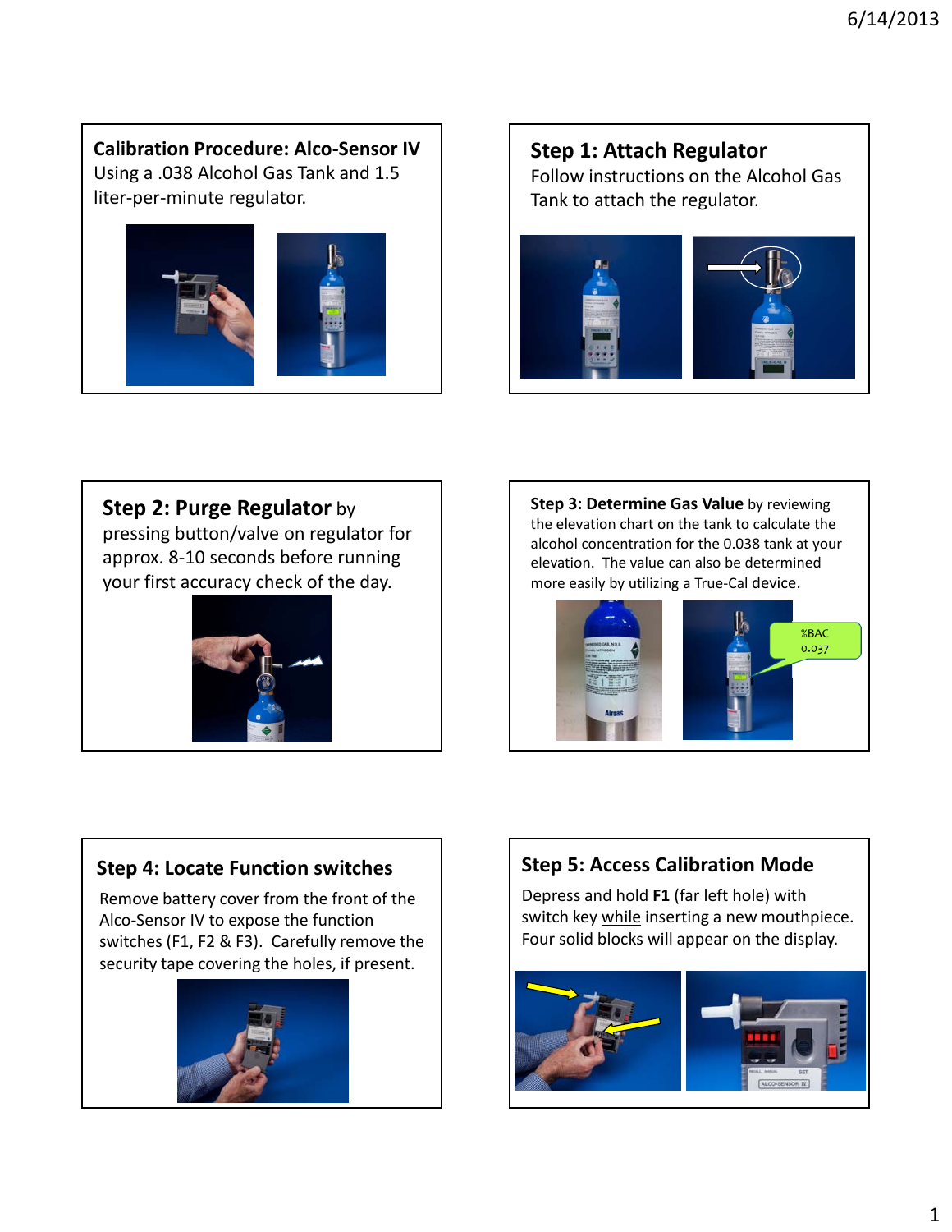## Calibration Procedure: Alco-Sensor IV

Using a .038 Alcohol Gas Tank and 1.5 liter-per-minute regulator.

## Step 1: Attach Regulator

Follow instructions on the Alcohol Gas Tank to attach the regulator.

## Step 2: Purge Regulator

**Step 2: Purge Regulator** by pressing button/valve on regulator for approx. 8-10 seconds before running your first accuracy check of the day.

## Step 3: Determine Gas Value

**Step 3: Determine Gas Value** by reviewing the elevation chart on the tank to calculate the alcohol concentration for the 0.038 tank at your elevation. The value can also be determined more easily by utilizing a True-Cal device.

%BAC 0.037

## Step 4: Locate Function switches

Remove battery cover from the front of the Alco-Sensor IV to expose the function switches (F1, F2 & F3). Carefully remove the security tape covering the holes, if present.

## Step 5: Access Calibration Mode

Depress and hold **F1** (far left hole) with switch key while inserting a new mouthpiece. Four solid blocks will appear on the display.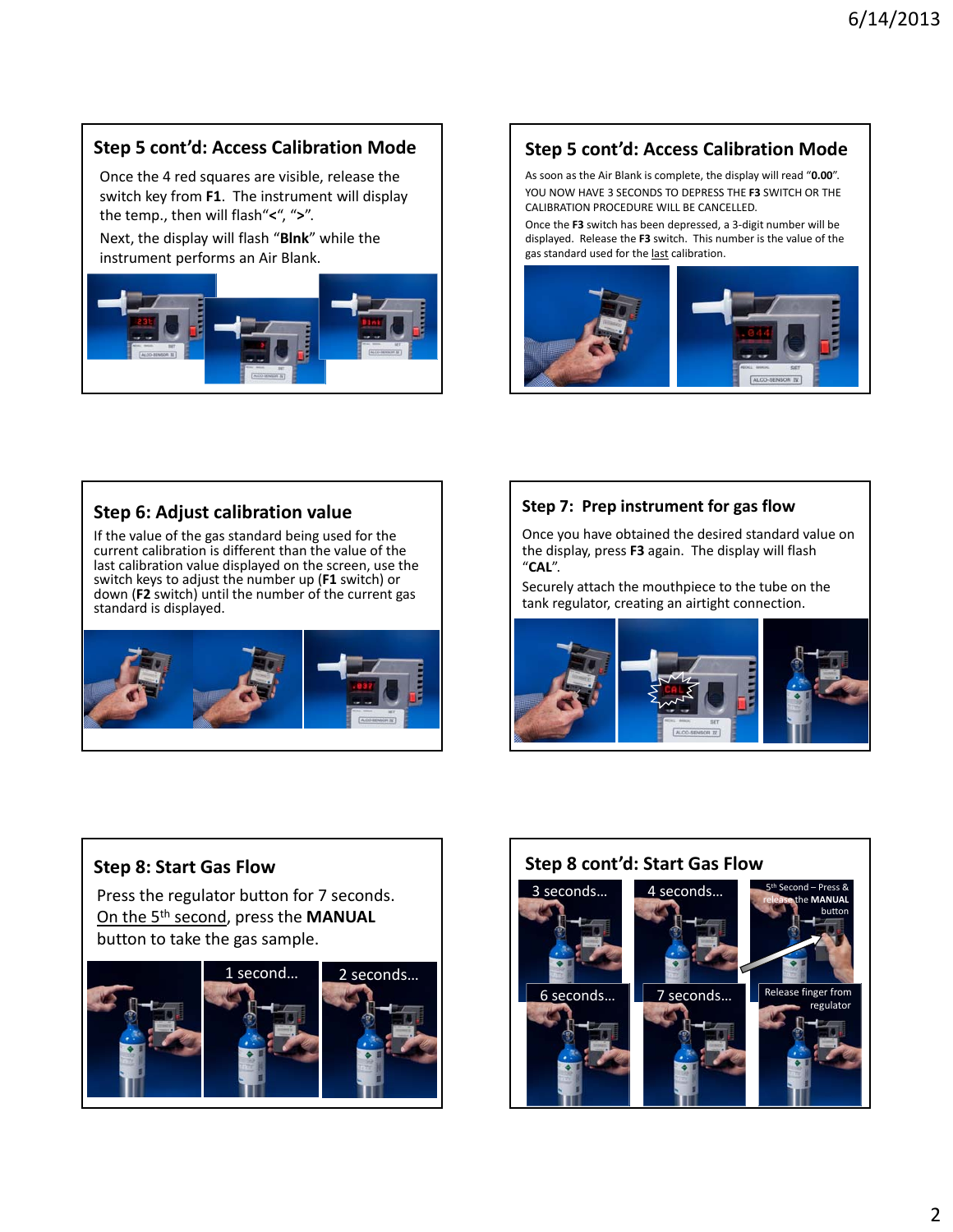## Step 5 cont'd: Access Calibration Mode

Once the 4 red squares are visible, release the switch key from **F1**. The instrument will display the temp., then will flash"**<**", "**>**".

Next, the display will flash "**Blnk**" while the instrument performs an Air Blank.

## Step 5 cont'd: Access Calibration Mode

As soon as the Air Blank is complete, the display will read "**0.00**".

YOU NOW HAVE 3 SECONDS TO DEPRESS THE **F3** SWITCH OR THE CALIBRATION PROCEDURE WILL BE CANCELLED.

Once the **F3** switch has been depressed, a 3-digit number will be displayed. Release the **F3** switch. This number is the value of the gas standard used for the last calibration.

## Step 6: Adjust calibration value

If the value of the gas standard being used for the current calibration is different than the value of the last calibration value displayed on the screen, use the switch keys to adjust the number up (**F1** switch) or down (**F2** switch) until the number of the current gas standard is displayed.

## Step 7: Prep instrument for gas flow

Once you have obtained the desired standard value on the display, press **F3** again. The display will flash "**CAL**".

Securely attach the mouthpiece to the tube on the tank regulator, creating an airtight connection.

## Step 8: Start Gas Flow

Press the regulator button for 7 seconds. On the 5th second, press the **MANUAL** button to take the gas sample.

1 second…

2 seconds…

## Step 8 cont'd: Start Gas Flow

3 seconds…

4 seconds…

5th Second – Press & release the **MANUAL** button

6 seconds…

7 seconds…

Release finger from regulator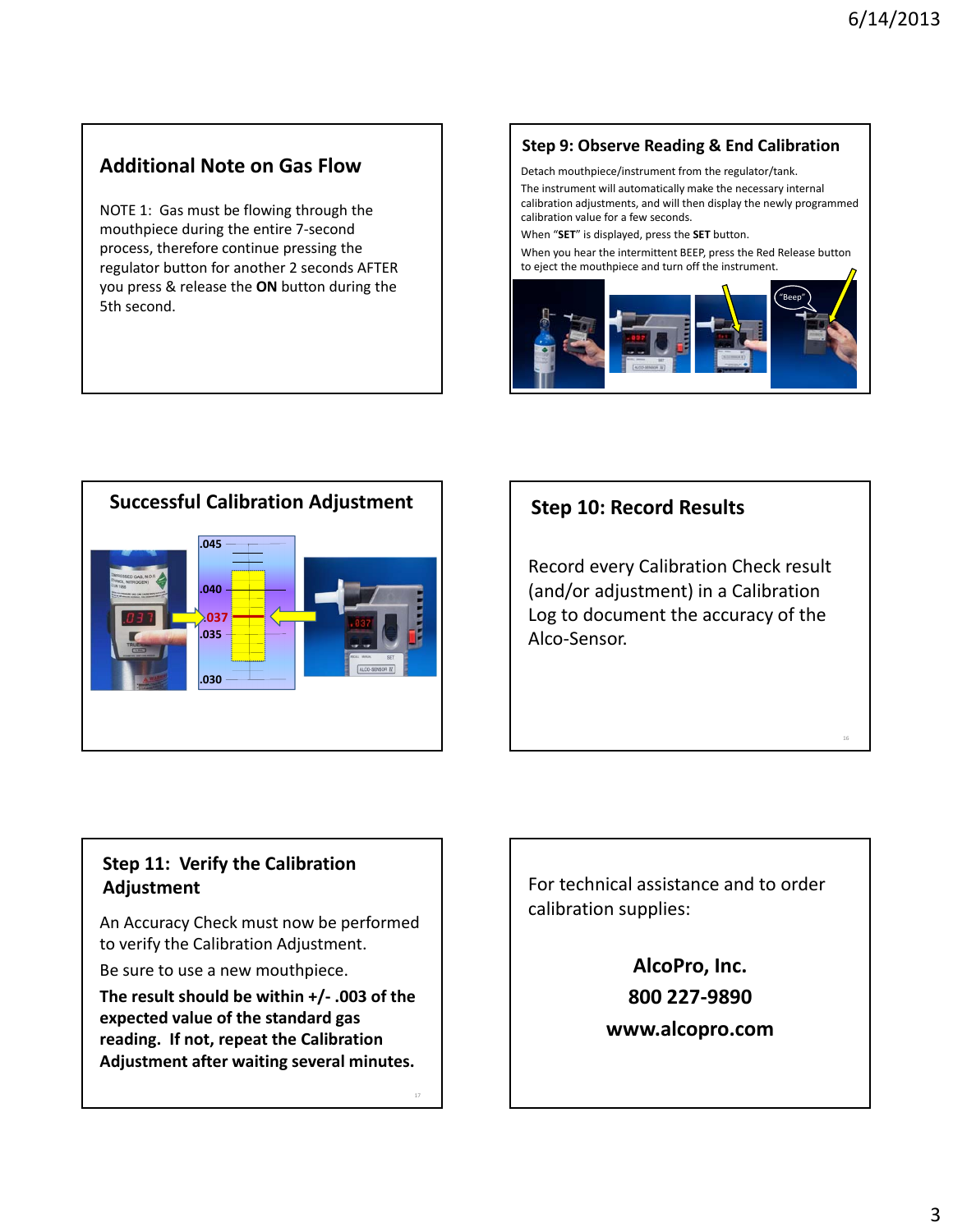## Additional Note on Gas Flow

NOTE 1: Gas must be flowing through the mouthpiece during the entire 7-second process, therefore continue pressing the regulator button for another 2 seconds AFTER you press & release the **ON** button during the 5th second.

## Step 9: Observe Reading & End Calibration

Detach mouthpiece/instrument from the regulator/tank.

The instrument will automatically make the necessary internal calibration adjustments, and will then display the newly programmed calibration value for a few seconds.

When "**SET**" is displayed, press the **SET** button.

When you hear the intermittent BEEP, press the Red Release button to eject the mouthpiece and turn off the instrument.

## Successful Calibration Adjustment

.045

.040

.037

.035

.030

## Step 10: Record Results

Record every Calibration Check result (and/or adjustment) in a Calibration Log to document the accuracy of the Alco-Sensor.

## Step 11: Verify the Calibration Adjustment

An Accuracy Check must now be performed to verify the Calibration Adjustment.

Be sure to use a new mouthpiece.

**The result should be within +/- .003 of the expected value of the standard gas reading. If not, repeat the Calibration Adjustment after waiting several minutes.**

For technical assistance and to order calibration supplies:

**AlcoPro, Inc.**

**800 227-9890**

**www.alcopro.com**